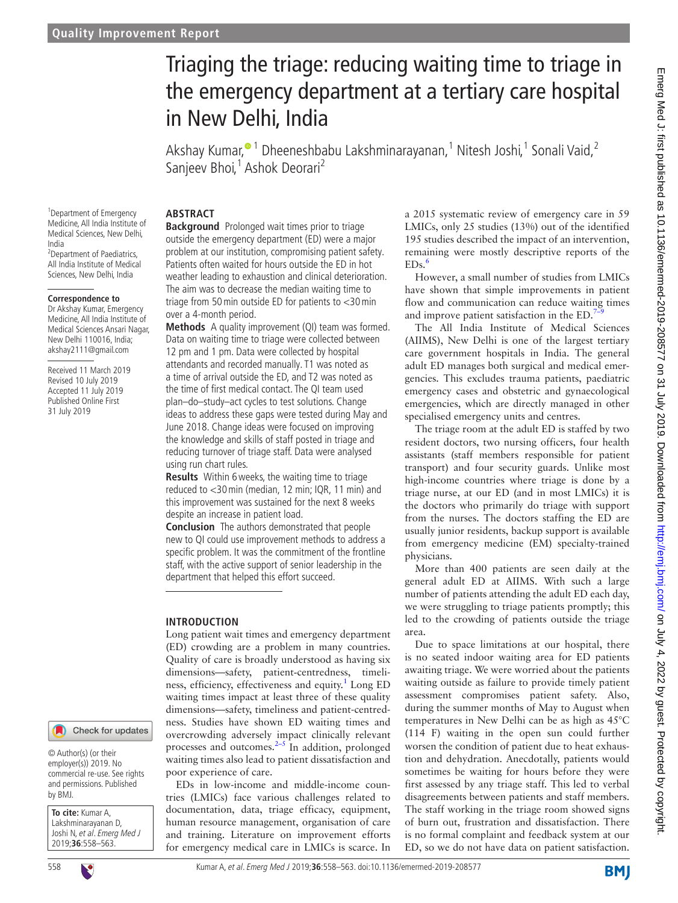Quality Improvement Report

# Triaging the triage: reducing waiting time to triage in the emergency department at a tertiary care hospital in New Delhi, India

Akshay Kumar,[1] Dheeneshbabu Lakshminarayanan,[1] Nitesh Joshi,[1] Sonali Vaid,[2] Sanjeev Bhoi,[1] Ashok Deorari[2]

[1]Department of Emergency Medicine, All India Institute of Medical Sciences, New Delhi, India
[2]Department of Paediatrics, All India Institute of Medical Sciences, New Delhi, India

**Correspondence to**
Dr Akshay Kumar, Emergency Medicine, All India Institute of Medical Sciences Ansari Nagar, New Delhi 110016, India; akshay2111@gmail.com

Received 11 March 2019
Revised 10 July 2019
Accepted 11 July 2019
Published Online First 31 July 2019

© Author(s) (or their employer(s)) 2019. No commercial re-use. See rights and permissions. Published by BMJ.

**To cite:** Kumar A, Lakshminarayanan D, Joshi N, et al. *Emerg Med J* 2019;**36**:558–563.

## ABSTRACT

**Background** Prolonged wait times prior to triage outside the emergency department (ED) were a major problem at our institution, compromising patient safety. Patients often waited for hours outside the ED in hot weather leading to exhaustion and clinical deterioration. The aim was to decrease the median waiting time to triage from 50 min outside ED for patients to <30 min over a 4-month period.

**Methods** A quality improvement (QI) team was formed. Data on waiting time to triage were collected between 12 pm and 1 pm. Data were collected by hospital attendants and recorded manually. T1 was noted as a time of arrival outside the ED, and T2 was noted as the time of first medical contact. The QI team used plan–do–study–act cycles to test solutions. Change ideas to address these gaps were tested during May and June 2018. Change ideas were focused on improving the knowledge and skills of staff posted in triage and reducing turnover of triage staff. Data were analysed using run chart rules.

**Results** Within 6 weeks, the waiting time to triage reduced to <30 min (median, 12 min; IQR, 11 min) and this improvement was sustained for the next 8 weeks despite an increase in patient load.

**Conclusion** The authors demonstrated that people new to QI could use improvement methods to address a specific problem. It was the commitment of the frontline staff, with the active support of senior leadership in the department that helped this effort succeed.

## INTRODUCTION

Long patient wait times and emergency department (ED) crowding are a problem in many countries. Quality of care is broadly understood as having six dimensions—safety, patient-centredness, timeliness, efficiency, effectiveness and equity.[1] Long ED waiting times impact at least three of these quality dimensions—safety, timeliness and patient-centredness. Studies have shown ED waiting times and overcrowding adversely impact clinically relevant processes and outcomes.[2–5] In addition, prolonged waiting times also lead to patient dissatisfaction and poor experience of care.

EDs in low-income and middle-income countries (LMICs) face various challenges related to documentation, data, triage efficacy, equipment, human resource management, organisation of care and training. Literature on improvement efforts for emergency medical care in LMICs is scarce. In a 2015 systematic review of emergency care in 59 LMICs, only 25 studies (13%) out of the identified 195 studies described the impact of an intervention, remaining were mostly descriptive reports of the EDs.[6]

However, a small number of studies from LMICs have shown that simple improvements in patient flow and communication can reduce waiting times and improve patient satisfaction in the ED.[7–9]

The All India Institute of Medical Sciences (AIIMS), New Delhi is one of the largest tertiary care government hospitals in India. The general adult ED manages both surgical and medical emergencies. This excludes trauma patients, paediatric emergency cases and obstetric and gynaecological emergencies, which are directly managed in other specialised emergency units and centres.

The triage room at the adult ED is staffed by two resident doctors, two nursing officers, four health assistants (staff members responsible for patient transport) and four security guards. Unlike most high-income countries where triage is done by a triage nurse, at our ED (and in most LMICs) it is the doctors who primarily do triage with support from the nurses. The doctors staffing the ED are usually junior residents, backup support is available from emergency medicine (EM) specialty-trained physicians.

More than 400 patients are seen daily at the general adult ED at AIIMS. With such a large number of patients attending the adult ED each day, we were struggling to triage patients promptly; this led to the crowding of patients outside the triage area.

Due to space limitations at our hospital, there is no seated indoor waiting area for ED patients awaiting triage. We were worried about the patients waiting outside as failure to provide timely patient assessment compromises patient safety. Also, during the summer months of May to August when temperatures in New Delhi can be as high as 45°C (114 F) waiting in the open sun could further worsen the condition of patient due to heat exhaustion and dehydration. Anecdotally, patients would sometimes be waiting for hours before they were first assessed by any triage staff. This led to verbal disagreements between patients and staff members. The staff working in the triage room showed signs of burn out, frustration and dissatisfaction. There is no formal complaint and feedback system at our ED, so we do not have data on patient satisfaction.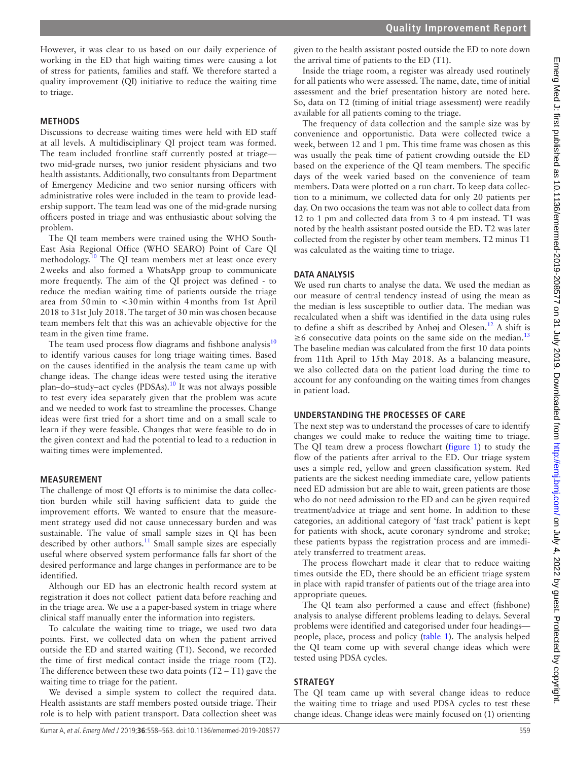However, it was clear to us based on our daily experience of working in the ED that high waiting times were causing a lot of stress for patients, families and staff. We therefore started a quality improvement (QI) initiative to reduce the waiting time to triage.

## METHODS

Discussions to decrease waiting times were held with ED staff at all levels. A multidisciplinary QI project team was formed. The team included frontline staff currently posted at triage—two mid-grade nurses, two junior resident physicians and two health assistants. Additionally, two consultants from Department of Emergency Medicine and two senior nursing officers with administrative roles were included in the team to provide leadership support. The team lead was one of the mid-grade nursing officers posted in triage and was enthusiastic about solving the problem.

The QI team members were trained using the WHO South-East Asia Regional Office (WHO SEARO) Point of Care QI methodology.[10] The QI team members met at least once every 2 weeks and also formed a WhatsApp group to communicate more frequently. The aim of the QI project was defined - to reduce the median waiting time of patients outside the triage area from 50 min to <30 min within 4 months from 1st April 2018 to 31st July 2018. The target of 30 min was chosen because team members felt that this was an achievable objective for the team in the given time frame.

The team used process flow diagrams and fishbone analysis[10] to identify various causes for long triage waiting times. Based on the causes identified in the analysis the team came up with change ideas. The change ideas were tested using the iterative plan–do–study–act cycles (PDSAs).[10] It was not always possible to test every idea separately given that the problem was acute and we needed to work fast to streamline the processes. Change ideas were first tried for a short time and on a small scale to learn if they were feasible. Changes that were feasible to do in the given context and had the potential to lead to a reduction in waiting times were implemented.

## MEASUREMENT

The challenge of most QI efforts is to minimise the data collection burden while still having sufficient data to guide the improvement efforts. We wanted to ensure that the measurement strategy used did not cause unnecessary burden and was sustainable. The value of small sample sizes in QI has been described by other authors.[11] Small sample sizes are especially useful where observed system performance falls far short of the desired performance and large changes in performance are to be identified.

Although our ED has an electronic health record system at registration it does not collect patient data before reaching and in the triage area. We use a a paper-based system in triage where clinical staff manually enter the information into registers.

To calculate the waiting time to triage, we used two data points. First, we collected data on when the patient arrived outside the ED and started waiting (T1). Second, we recorded the time of first medical contact inside the triage room (T2). The difference between these two data points (T2 – T1) gave the waiting time to triage for the patient.

We devised a simple system to collect the required data. Health assistants are staff members posted outside triage. Their role is to help with patient transport. Data collection sheet was given to the health assistant posted outside the ED to note down the arrival time of patients to the ED (T1).

Inside the triage room, a register was already used routinely for all patients who were assessed. The name, date, time of initial assessment and the brief presentation history are noted here. So, data on T2 (timing of initial triage assessment) were readily available for all patients coming to the triage.

The frequency of data collection and the sample size was by convenience and opportunistic. Data were collected twice a week, between 12 and 1 pm. This time frame was chosen as this was usually the peak time of patient crowding outside the ED based on the experience of the QI team members. The specific days of the week varied based on the convenience of team members. Data were plotted on a run chart. To keep data collection to a minimum, we collected data for only 20 patients per day. On two occasions the team was not able to collect data from 12 to 1 pm and collected data from 3 to 4 pm instead. T1 was noted by the health assistant posted outside the ED. T2 was later collected from the register by other team members. T2 minus T1 was calculated as the waiting time to triage.

## DATA ANALYSIS

We used run charts to analyse the data. We used the median as our measure of central tendency instead of using the mean as the median is less susceptible to outlier data. The median was recalculated when a shift was identified in the data using rules to define a shift as described by Anhøj and Olesen.[12] A shift is ≥6 consecutive data points on the same side on the median.[13] The baseline median was calculated from the first 10 data points from 11th April to 15th May 2018. As a balancing measure, we also collected data on the patient load during the time to account for any confounding on the waiting times from changes in patient load.

## UNDERSTANDING THE PROCESSES OF CARE

The next step was to understand the processes of care to identify changes we could make to reduce the waiting time to triage. The QI team drew a process flowchart (figure 1) to study the flow of the patients after arrival to the ED. Our triage system uses a simple red, yellow and green classification system. Red patients are the sickest needing immediate care, yellow patients need ED admission but are able to wait, green patients are those who do not need admission to the ED and can be given required treatment/advice at triage and sent home. In addition to these categories, an additional category of 'fast track' patient is kept for patients with shock, acute coronary syndrome and stroke; these patients bypass the registration process and are immediately transferred to treatment areas.

The process flowchart made it clear that to reduce waiting times outside the ED, there should be an efficient triage system in place with rapid transfer of patients out of the triage area into appropriate queues.

The QI team also performed a cause and effect (fishbone) analysis to analyse different problems leading to delays. Several problems were identified and categorised under four headings—people, place, process and policy (table 1). The analysis helped the QI team come up with several change ideas which were tested using PDSA cycles.

## STRATEGY

The QI team came up with several change ideas to reduce the waiting time to triage and used PDSA cycles to test these change ideas. Change ideas were mainly focused on (1) orienting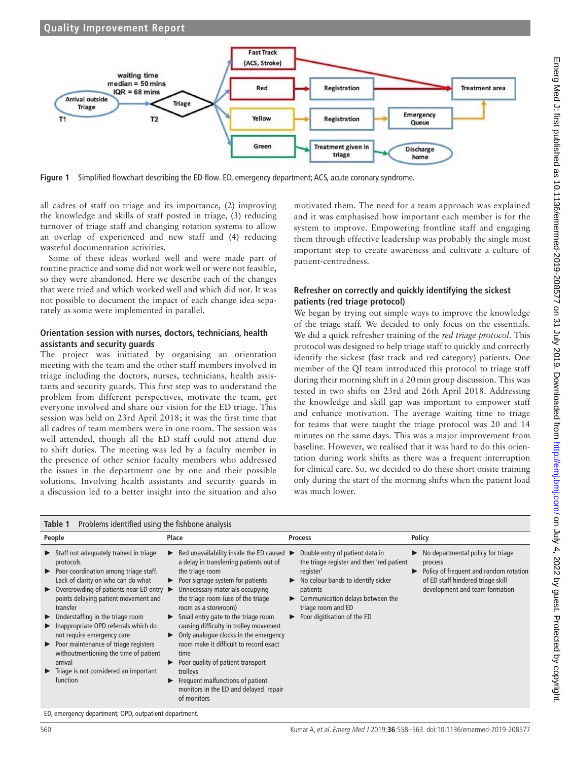Figure 1 Simplified flowchart describing the ED flow. ED, emergency department; ACS, acute coronary syndrome.

all cadres of staff on triage and its importance, (2) improving the knowledge and skills of staff posted in triage, (3) reducing turnover of triage staff and changing rotation systems to allow an overlap of experienced and new staff and (4) reducing wasteful documentation activities.

Some of these ideas worked well and were made part of routine practice and some did not work well or were not feasible, so they were abandoned. Here we describe each of the changes that were tried and which worked well and which did not. It was not possible to document the impact of each change idea separately as some were implemented in parallel.

### Orientation session with nurses, doctors, technicians, health assistants and security guards

The project was initiated by organising an orientation meeting with the team and the other staff members involved in triage including the doctors, nurses, technicians, health assistants and security guards. This first step was to understand the problem from different perspectives, motivate the team, get everyone involved and share our vision for the ED triage. This session was held on 23rd April 2018; it was the first time that all cadres of team members were in one room. The session was well attended, though all the ED staff could not attend due to shift duties. The meeting was led by a faculty member in the presence of other senior faculty members who addressed the issues in the department one by one and their possible solutions. Involving health assistants and security guards in a discussion led to a better insight into the situation and also motivated them. The need for a team approach was explained and it was emphasised how important each member is for the system to improve. Empowering frontline staff and engaging them through effective leadership was probably the single most important step to create awareness and cultivate a culture of patient-centredness.

### Refresher on correctly and quickly identifying the sickest patients (red triage protocol)

We began by trying out simple ways to improve the knowledge of the triage staff. We decided to only focus on the essentials. We did a quick refresher training of the *red triage protocol*. This protocol was designed to help triage staff to quickly and correctly identify the sickest (fast track and red category) patients. One member of the QI team introduced this protocol to triage staff during their morning shift in a 20 min group discussion. This was tested in two shifts on 23rd and 26th April 2018. Addressing the knowledge and skill gap was important to empower staff and enhance motivation. The average waiting time to triage for teams that were taught the triage protocol was 20 and 14 minutes on the same days. This was a major improvement from baseline. However, we realised that it was hard to do this orientation during work shifts as there was a frequent interruption for clinical care. So, we decided to do these short onsite training only during the start of the morning shifts when the patient load was much lower.

Table 1 Problems identified using the fishbone analysis

| People | Place | Process | Policy |
|---|---|---|---|
| ▶ Staff not adequately trained in triage protocols<br>▶ Poor coordination among triage staff. Lack of clarity on who can do what<br>▶ Overcrowding of patients near ED entry points delaying patient movement and transfer<br>▶ Understaffing in the triage room<br>▶ Inappropriate OPD referrals which do not require emergency care<br>▶ Poor maintenance of triage registers withoutmentioning the time of patient arrival<br>▶ Triage is not considered an important function | ▶ Bed unavailability inside the ED caused a delay in transferring patients out of the triage room<br>▶ Poor signage system for patients<br>▶ Unnecessary materials occupying the triage room (use of the triage room as a storeroom)<br>▶ Small entry gate to the triage room causing difficulty in trolley movement<br>▶ Only analogue clocks in the emergency room make it difficult to record exact time<br>▶ Poor quality of patient transport trolleys<br>▶ Frequent malfunctions of patient monitors in the ED and delayed repair of monitors | ▶ Double entry of patient data in the triage register and then 'red patient register'<br>▶ No colour bands to identify sicker patients<br>▶ Communication delays between the triage room and ED<br>▶ Poor digitisation of the ED | ▶ No departmental policy for triage process<br>▶ Policy of frequent and random rotation of ED staff hindered triage skill development and team formation |

ED, emergency department; OPD, outpatient department.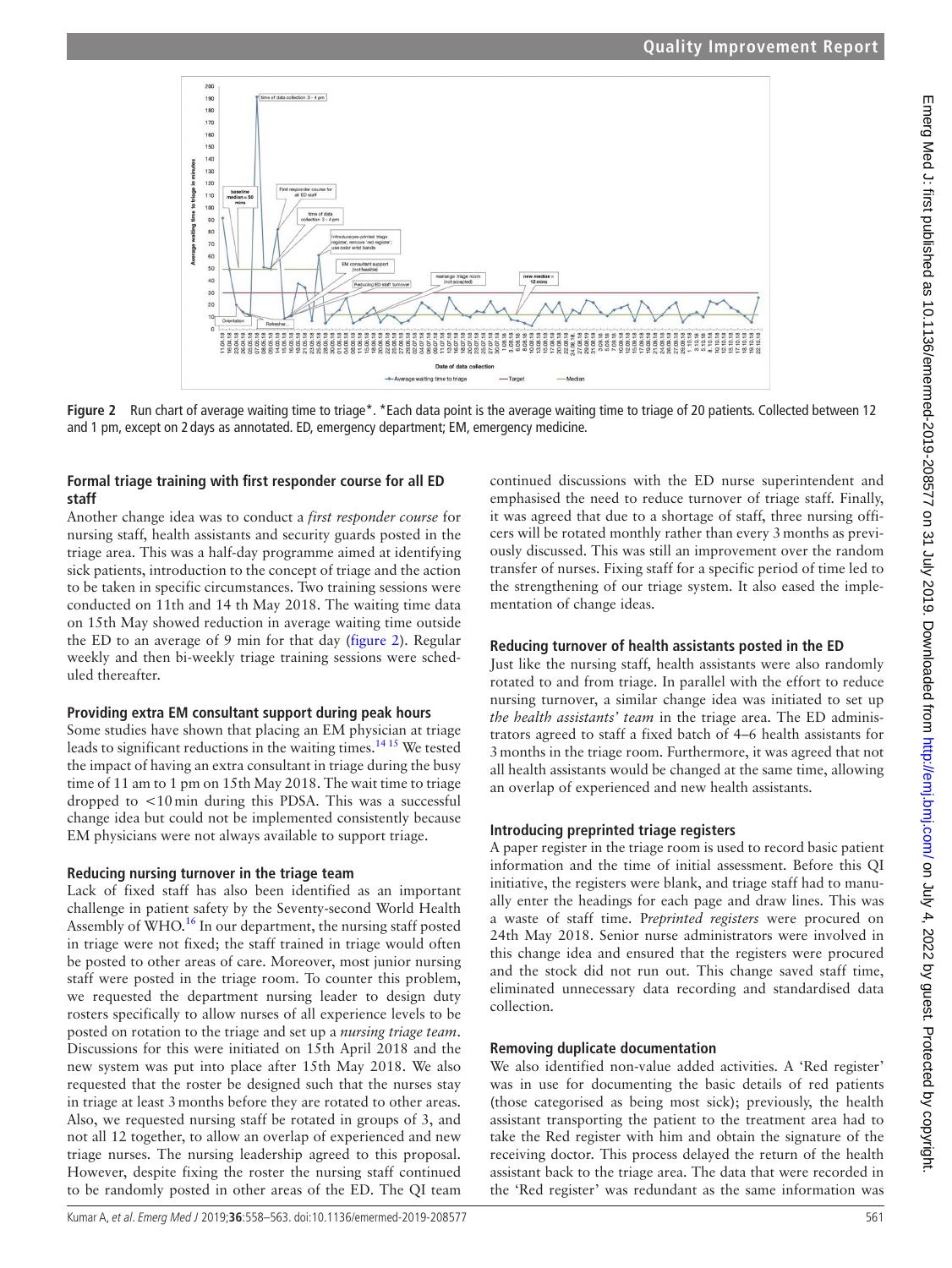**Figure 2** Run chart of average waiting time to triage*. *Each data point is the average waiting time to triage of 20 patients. Collected between 12 and 1 pm, except on 2 days as annotated. ED, emergency department; EM, emergency medicine.

### Formal triage training with first responder course for all ED staff

Another change idea was to conduct a *first responder course* for nursing staff, health assistants and security guards posted in the triage area. This was a half-day programme aimed at identifying sick patients, introduction to the concept of triage and the action to be taken in specific circumstances. Two training sessions were conducted on 11th and 14 th May 2018. The waiting time data on 15th May showed reduction in average waiting time outside the ED to an average of 9 min for that day (figure 2). Regular weekly and then bi-weekly triage training sessions were scheduled thereafter.

### Providing extra EM consultant support during peak hours

Some studies have shown that placing an EM physician at triage leads to significant reductions in the waiting times.[14 15] We tested the impact of having an extra consultant in triage during the busy time of 11 am to 1 pm on 15th May 2018. The wait time to triage dropped to <10 min during this PDSA. This was a successful change idea but could not be implemented consistently because EM physicians were not always available to support triage.

### Reducing nursing turnover in the triage team

Lack of fixed staff has also been identified as an important challenge in patient safety by the Seventy-second World Health Assembly of WHO.[16] In our department, the nursing staff posted in triage were not fixed; the staff trained in triage would often be posted to other areas of care. Moreover, most junior nursing staff were posted in the triage room. To counter this problem, we requested the department nursing leader to design duty rosters specifically to allow nurses of all experience levels to be posted on rotation to the triage and set up a *nursing triage team*. Discussions for this were initiated on 15th April 2018 and the new system was put into place after 15th May 2018. We also requested that the roster be designed such that the nurses stay in triage at least 3 months before they are rotated to other areas. Also, we requested nursing staff be rotated in groups of 3, and not all 12 together, to allow an overlap of experienced and new triage nurses. The nursing leadership agreed to this proposal. However, despite fixing the roster the nursing staff continued to be randomly posted in other areas of the ED. The QI team continued discussions with the ED nurse superintendent and emphasised the need to reduce turnover of triage staff. Finally, it was agreed that due to a shortage of staff, three nursing officers will be rotated monthly rather than every 3 months as previously discussed. This was still an improvement over the random transfer of nurses. Fixing staff for a specific period of time led to the strengthening of our triage system. It also eased the implementation of change ideas.

### Reducing turnover of health assistants posted in the ED

Just like the nursing staff, health assistants were also randomly rotated to and from triage. In parallel with the effort to reduce nursing turnover, a similar change idea was initiated to set up *the health assistants' team* in the triage area. The ED administrators agreed to staff a fixed batch of 4–6 health assistants for 3 months in the triage room. Furthermore, it was agreed that not all health assistants would be changed at the same time, allowing an overlap of experienced and new health assistants.

### Introducing preprinted triage registers

A paper register in the triage room is used to record basic patient information and the time of initial assessment. Before this QI initiative, the registers were blank, and triage staff had to manually enter the headings for each page and draw lines. This was a waste of staff time. P*reprinted registers* were procured on 24th May 2018. Senior nurse administrators were involved in this change idea and ensured that the registers were procured and the stock did not run out. This change saved staff time, eliminated unnecessary data recording and standardised data collection.

### Removing duplicate documentation

We also identified non-value added activities. A 'Red register' was in use for documenting the basic details of red patients (those categorised as being most sick); previously, the health assistant transporting the patient to the treatment area had to take the Red register with him and obtain the signature of the receiving doctor. This process delayed the return of the health assistant back to the triage area. The data that were recorded in the 'Red register' was redundant as the same information was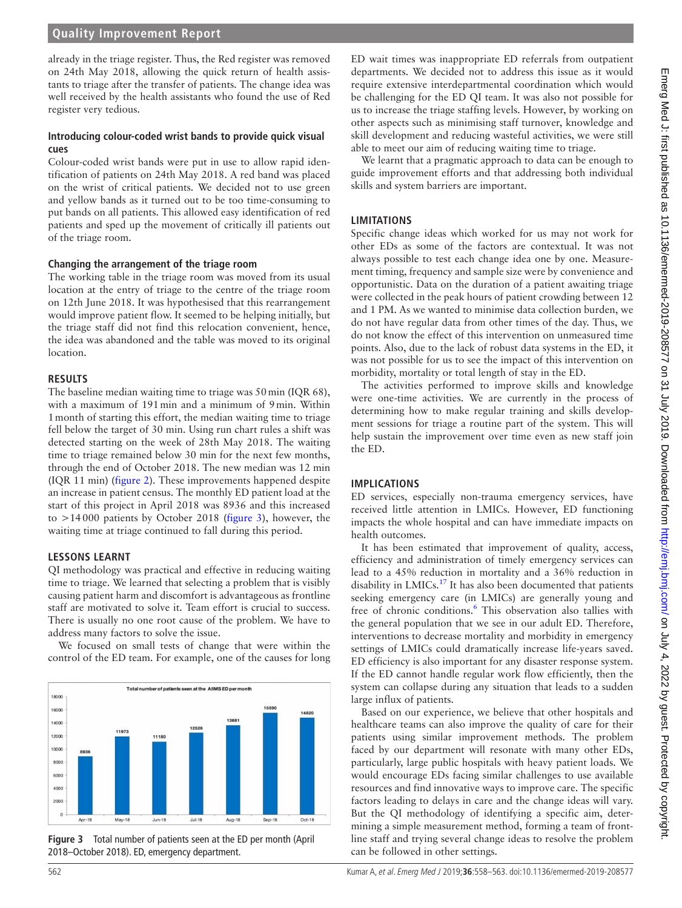already in the triage register. Thus, the Red register was removed on 24th May 2018, allowing the quick return of health assistants to triage after the transfer of patients. The change idea was well received by the health assistants who found the use of Red register very tedious.

### Introducing colour-coded wrist bands to provide quick visual cues

Colour-coded wrist bands were put in use to allow rapid identification of patients on 24th May 2018. A red band was placed on the wrist of critical patients. We decided not to use green and yellow bands as it turned out to be too time-consuming to put bands on all patients. This allowed easy identification of red patients and sped up the movement of critically ill patients out of the triage room.

### Changing the arrangement of the triage room

The working table in the triage room was moved from its usual location at the entry of triage to the centre of the triage room on 12th June 2018. It was hypothesised that this rearrangement would improve patient flow. It seemed to be helping initially, but the triage staff did not find this relocation convenient, hence, the idea was abandoned and the table was moved to its original location.

## RESULTS

The baseline median waiting time to triage was 50 min (IQR 68), with a maximum of 191 min and a minimum of 9 min. Within 1 month of starting this effort, the median waiting time to triage fell below the target of 30 min. Using run chart rules a shift was detected starting on the week of 28th May 2018. The waiting time to triage remained below 30 min for the next few months, through the end of October 2018. The new median was 12 min (IQR 11 min) (figure 2). These improvements happened despite an increase in patient census. The monthly ED patient load at the start of this project in April 2018 was 8936 and this increased to >14 000 patients by October 2018 (figure 3), however, the waiting time at triage continued to fall during this period.

## LESSONS LEARNT

QI methodology was practical and effective in reducing waiting time to triage. We learned that selecting a problem that is visibly causing patient harm and discomfort is advantageous as frontline staff are motivated to solve it. Team effort is crucial to success. There is usually no one root cause of the problem. We have to address many factors to solve the issue.

We focused on small tests of change that were within the control of the ED team. For example, one of the causes for long ED wait times was inappropriate ED referrals from outpatient departments. We decided not to address this issue as it would require extensive interdepartmental coordination which would be challenging for the ED QI team. It was also not possible for us to increase the triage staffing levels. However, by working on other aspects such as minimising staff turnover, knowledge and skill development and reducing wasteful activities, we were still able to meet our aim of reducing waiting time to triage.

We learnt that a pragmatic approach to data can be enough to guide improvement efforts and that addressing both individual skills and system barriers are important.

Total number of patients seen at the AIIMS ED per month

| Month | Patients |
|---|---|
| Apr-18 | 8936 |
| May-18 | 11973 |
| Jun-18 | 11180 |
| Jul-18 | 12526 |
| Aug-18 | 13681 |
| Sep-18 | 15590 |
| Oct-18 | 14820 |

**Figure 3** Total number of patients seen at the ED per month (April 2018–October 2018). ED, emergency department.

## LIMITATIONS

Specific change ideas which worked for us may not work for other EDs as some of the factors are contextual. It was not always possible to test each change idea one by one. Measurement timing, frequency and sample size were by convenience and opportunistic. Data on the duration of a patient awaiting triage were collected in the peak hours of patient crowding between 12 and 1 PM. As we wanted to minimise data collection burden, we do not have regular data from other times of the day. Thus, we do not know the effect of this intervention on unmeasured time points. Also, due to the lack of robust data systems in the ED, it was not possible for us to see the impact of this intervention on morbidity, mortality or total length of stay in the ED.

The activities performed to improve skills and knowledge were one-time activities. We are currently in the process of determining how to make regular training and skills development sessions for triage a routine part of the system. This will help sustain the improvement over time even as new staff join the ED.

## IMPLICATIONS

ED services, especially non-trauma emergency services, have received little attention in LMICs. However, ED functioning impacts the whole hospital and can have immediate impacts on health outcomes.

It has been estimated that improvement of quality, access, efficiency and administration of timely emergency services can lead to a 45% reduction in mortality and a 36% reduction in disability in LMICs.[17] It has also been documented that patients seeking emergency care (in LMICs) are generally young and free of chronic conditions.[6] This observation also tallies with the general population that we see in our adult ED. Therefore, interventions to decrease mortality and morbidity in emergency settings of LMICs could dramatically increase life-years saved. ED efficiency is also important for any disaster response system. If the ED cannot handle regular work flow efficiently, then the system can collapse during any situation that leads to a sudden large influx of patients.

Based on our experience, we believe that other hospitals and healthcare teams can also improve the quality of care for their patients using similar improvement methods. The problem faced by our department will resonate with many other EDs, particularly, large public hospitals with heavy patient loads. We would encourage EDs facing similar challenges to use available resources and find innovative ways to improve care. The specific factors leading to delays in care and the change ideas will vary. But the QI methodology of identifying a specific aim, determining a simple measurement method, forming a team of frontline staff and trying several change ideas to resolve the problem can be followed in other settings.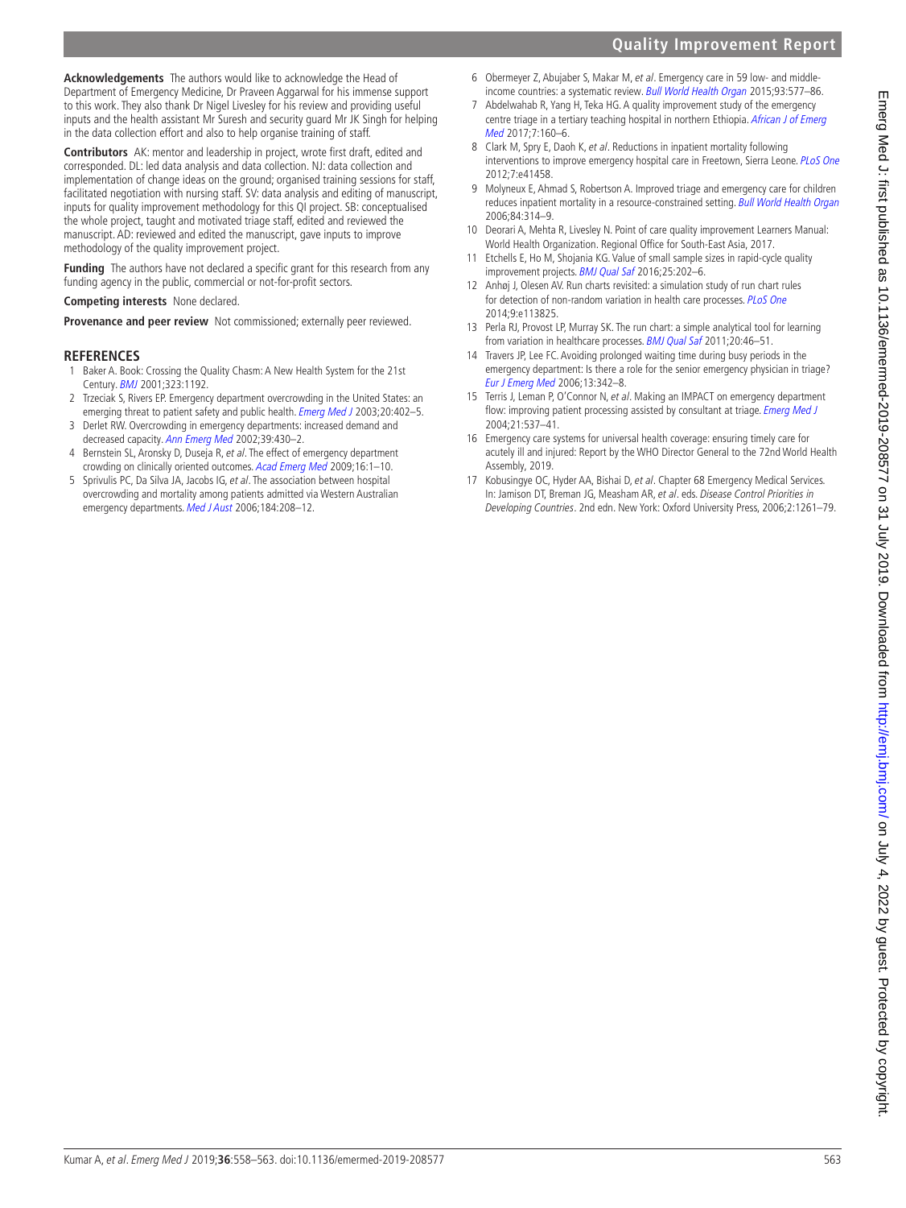**Acknowledgements** The authors would like to acknowledge the Head of Department of Emergency Medicine, Dr Praveen Aggarwal for his immense support to this work. They also thank Dr Nigel Livesley for his review and providing useful inputs and the health assistant Mr Suresh and security guard Mr JK Singh for helping in the data collection effort and also to help organise training of staff.

**Contributors** AK: mentor and leadership in project, wrote first draft, edited and corresponded. DL: led data analysis and data collection. NJ: data collection and implementation of change ideas on the ground; organised training sessions for staff, facilitated negotiation with nursing staff. SV: data analysis and editing of manuscript, inputs for quality improvement methodology for this QI project. SB: conceptualised the whole project, taught and motivated triage staff, edited and reviewed the manuscript. AD: reviewed and edited the manuscript, gave inputs to improve methodology of the quality improvement project.

**Funding** The authors have not declared a specific grant for this research from any funding agency in the public, commercial or not-for-profit sectors.

**Competing interests** None declared.

**Provenance and peer review** Not commissioned; externally peer reviewed.

## REFERENCES

1. Baker A. Book: Crossing the Quality Chasm: A New Health System for the 21st Century. *BMJ* 2001;323:1192.
2. Trzeciak S, Rivers EP. Emergency department overcrowding in the United States: an emerging threat to patient safety and public health. *Emerg Med J* 2003;20:402–5.
3. Derlet RW. Overcrowding in emergency departments: increased demand and decreased capacity. *Ann Emerg Med* 2002;39:430–2.
4. Bernstein SL, Aronsky D, Duseja R, *et al*. The effect of emergency department crowding on clinically oriented outcomes. *Acad Emerg Med* 2009;16:1–10.
5. Sprivulis PC, Da Silva JA, Jacobs IG, *et al*. The association between hospital overcrowding and mortality among patients admitted via Western Australian emergency departments. *Med J Aust* 2006;184:208–12.
6. Obermeyer Z, Abujaber S, Makar M, *et al*. Emergency care in 59 low- and middle-income countries: a systematic review. *Bull World Health Organ* 2015;93:577–86.
7. Abdelwahab R, Yang H, Teka HG. A quality improvement study of the emergency centre triage in a tertiary teaching hospital in northern Ethiopia. *African J of Emerg Med* 2017;7:160–6.
8. Clark M, Spry E, Daoh K, *et al*. Reductions in inpatient mortality following interventions to improve emergency hospital care in Freetown, Sierra Leone. *PLoS One* 2012;7:e41458.
9. Molyneux E, Ahmad S, Robertson A. Improved triage and emergency care for children reduces inpatient mortality in a resource-constrained setting. *Bull World Health Organ* 2006;84:314–9.
10. Deorari A, Mehta R, Livesley N. Point of care quality improvement Learners Manual: World Health Organization. Regional Office for South-East Asia, 2017.
11. Etchells E, Ho M, Shojania KG. Value of small sample sizes in rapid-cycle quality improvement projects. *BMJ Qual Saf* 2016;25:202–6.
12. Anhøj J, Olesen AV. Run charts revisited: a simulation study of run chart rules for detection of non-random variation in health care processes. *PLoS One* 2014;9:e113825.
13. Perla RJ, Provost LP, Murray SK. The run chart: a simple analytical tool for learning from variation in healthcare processes. *BMJ Qual Saf* 2011;20:46–51.
14. Travers JP, Lee FC. Avoiding prolonged waiting time during busy periods in the emergency department: Is there a role for the senior emergency physician in triage? *Eur J Emerg Med* 2006;13:342–8.
15. Terris J, Leman P, O'Connor N, *et al*. Making an IMPACT on emergency department flow: improving patient processing assisted by consultant at triage. *Emerg Med J* 2004;21:537–41.
16. Emergency care systems for universal health coverage: ensuring timely care for acutely ill and injured: Report by the WHO Director General to the 72nd World Health Assembly, 2019.
17. Kobusingye OC, Hyder AA, Bishai D, *et al*. Chapter 68 Emergency Medical Services. In: Jamison DT, Breman JG, Measham AR, *et al*. eds. *Disease Control Priorities in Developing Countries*. 2nd edn. New York: Oxford University Press, 2006;2:1261–79.